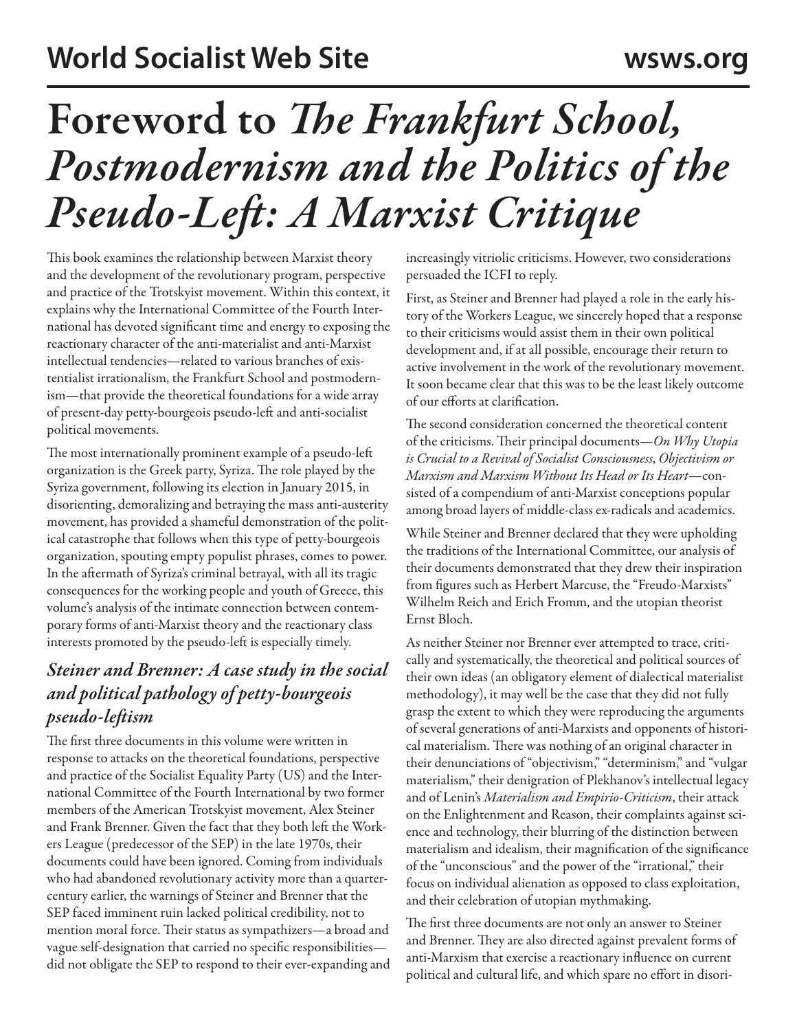# Foreword to *The Frankfurt School, Postmodernism and the Politics of the Pseudo-Left: A Marxist Critique*

This book examines the relationship between Marxist theory and the development of the revolutionary program, perspective and practice of the Trotskyist movement. Within this context, it explains why the International Committee of the Fourth International has devoted significant time and energy to exposing the reactionary character of the anti-materialist and anti-Marxist intellectual tendencies—related to various branches of existentialist irrationalism, the Frankfurt School and postmodernism—that provide the theoretical foundations for a wide array of present-day petty-bourgeois pseudo-left and anti-socialist political movements.

The most internationally prominent example of a pseudo-left organization is the Greek party, Syriza. The role played by the Syriza government, following its election in January 2015, in disorienting, demoralizing and betraying the mass anti-austerity movement, has provided a shameful demonstration of the political catastrophe that follows when this type of petty-bourgeois organization, spouting empty populist phrases, comes to power. In the aftermath of Syriza's criminal betrayal, with all its tragic consequences for the working people and youth of Greece, this volume's analysis of the intimate connection between contemporary forms of anti-Marxist theory and the reactionary class interests promoted by the pseudo-left is especially timely.

## *Steiner and Brenner: A case study in the social and political pathology of petty-bourgeois pseudo-leftism*

The first three documents in this volume were written in response to attacks on the theoretical foundations, perspective and practice of the Socialist Equality Party (US) and the International Committee of the Fourth International by two former members of the American Trotskyist movement, Alex Steiner and Frank Brenner. Given the fact that they both left the Workers League (predecessor of the SEP) in the late 1970s, their documents could have been ignored. Coming from individuals who had abandoned revolutionary activity more than a quarter-century earlier, the warnings of Steiner and Brenner that the SEP faced imminent ruin lacked political credibility, not to mention moral force. Their status as sympathizers—a broad and vague self-designation that carried no specific responsibilities—did not obligate the SEP to respond to their ever-expanding and increasingly vitriolic criticisms. However, two considerations persuaded the ICFI to reply.

First, as Steiner and Brenner had played a role in the early history of the Workers League, we sincerely hoped that a response to their criticisms would assist them in their own political development and, if at all possible, encourage their return to active involvement in the work of the revolutionary movement. It soon became clear that this was to be the least likely outcome of our efforts at clarification.

The second consideration concerned the theoretical content of the criticisms. Their principal documents—*On Why Utopia is Crucial to a Revival of Socialist Consciousness*, *Objectivism or Marxism and Marxism Without Its Head or Its Heart*—consisted of a compendium of anti-Marxist conceptions popular among broad layers of middle-class ex-radicals and academics.

While Steiner and Brenner declared that they were upholding the traditions of the International Committee, our analysis of their documents demonstrated that they drew their inspiration from figures such as Herbert Marcuse, the "Freudo-Marxists" Wilhelm Reich and Erich Fromm, and the utopian theorist Ernst Bloch.

As neither Steiner nor Brenner ever attempted to trace, critically and systematically, the theoretical and political sources of their own ideas (an obligatory element of dialectical materialist methodology), it may well be the case that they did not fully grasp the extent to which they were reproducing the arguments of several generations of anti-Marxists and opponents of historical materialism. There was nothing of an original character in their denunciations of "objectivism," "determinism," and "vulgar materialism," their denigration of Plekhanov's intellectual legacy and of Lenin's *Materialism and Empirio-Criticism*, their attack on the Enlightenment and Reason, their complaints against science and technology, their blurring of the distinction between materialism and idealism, their magnification of the significance of the "unconscious" and the power of the "irrational," their focus on individual alienation as opposed to class exploitation, and their celebration of utopian mythmaking.

The first three documents are not only an answer to Steiner and Brenner. They are also directed against prevalent forms of anti-Marxism that exercise a reactionary influence on current political and cultural life, and which spare no effort in disori-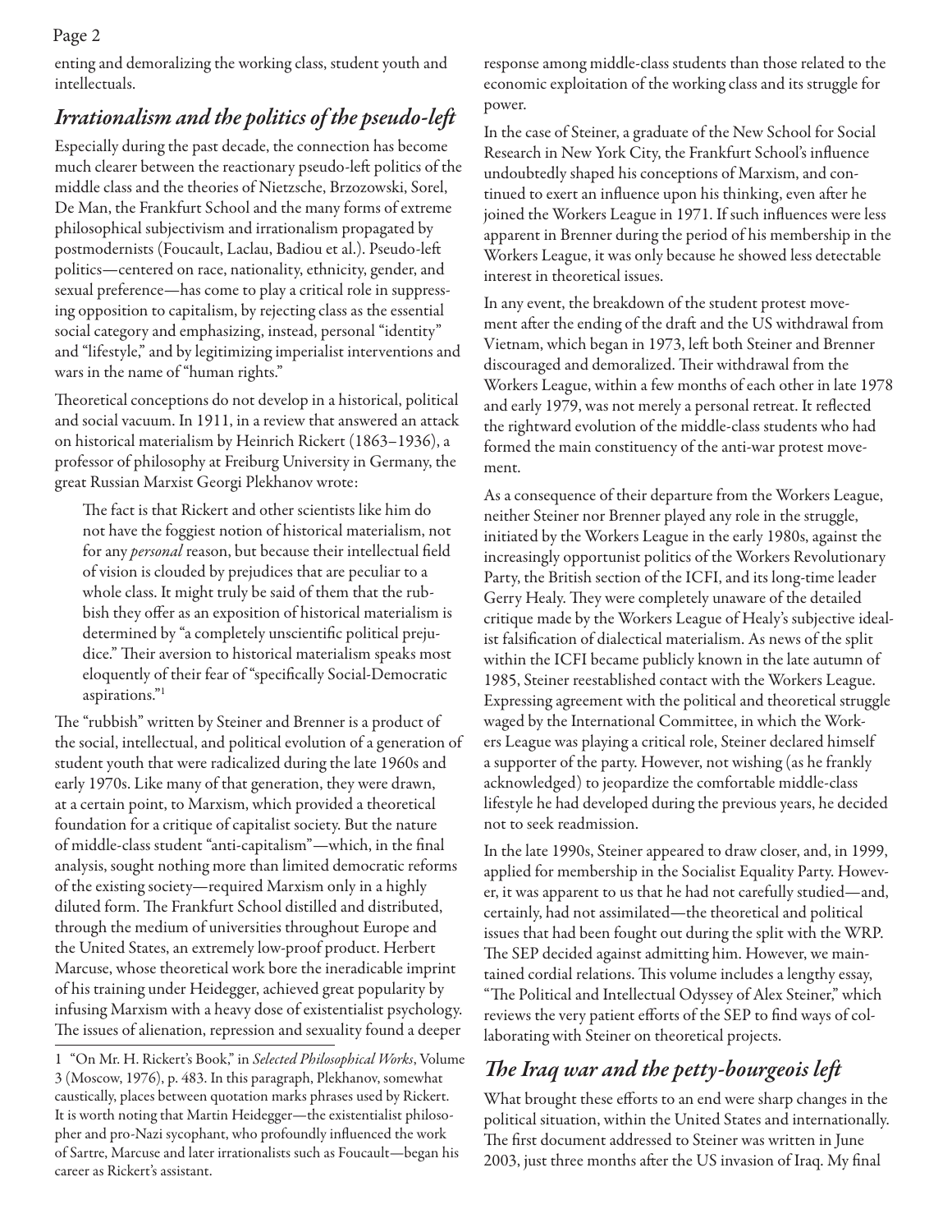enting and demoralizing the working class, student youth and intellectuals.

## *Irrationalism and the politics of the pseudo-left*

Especially during the past decade, the connection has become much clearer between the reactionary pseudo-left politics of the middle class and the theories of Nietzsche, Brzozowski, Sorel, De Man, the Frankfurt School and the many forms of extreme philosophical subjectivism and irrationalism propagated by postmodernists (Foucault, Laclau, Badiou et al.). Pseudo-left politics—centered on race, nationality, ethnicity, gender, and sexual preference—has come to play a critical role in suppressing opposition to capitalism, by rejecting class as the essential social category and emphasizing, instead, personal "identity" and "lifestyle," and by legitimizing imperialist interventions and wars in the name of "human rights."

Theoretical conceptions do not develop in a historical, political and social vacuum. In 1911, in a review that answered an attack on historical materialism by Heinrich Rickert (1863–1936), a professor of philosophy at Freiburg University in Germany, the great Russian Marxist Georgi Plekhanov wrote:

> The fact is that Rickert and other scientists like him do not have the foggiest notion of historical materialism, not for any *personal* reason, but because their intellectual field of vision is clouded by prejudices that are peculiar to a whole class. It might truly be said of them that the rubbish they offer as an exposition of historical materialism is determined by "a completely unscientific political prejudice." Their aversion to historical materialism speaks most eloquently of their fear of "specifically Social-Democratic aspirations."[1]

The "rubbish" written by Steiner and Brenner is a product of the social, intellectual, and political evolution of a generation of student youth that were radicalized during the late 1960s and early 1970s. Like many of that generation, they were drawn, at a certain point, to Marxism, which provided a theoretical foundation for a critique of capitalist society. But the nature of middle-class student "anti-capitalism"—which, in the final analysis, sought nothing more than limited democratic reforms of the existing society—required Marxism only in a highly diluted form. The Frankfurt School distilled and distributed, through the medium of universities throughout Europe and the United States, an extremely low-proof product. Herbert Marcuse, whose theoretical work bore the ineradicable imprint of his training under Heidegger, achieved great popularity by infusing Marxism with a heavy dose of existentialist psychology. The issues of alienation, repression and sexuality found a deeper response among middle-class students than those related to the economic exploitation of the working class and its struggle for power.

In the case of Steiner, a graduate of the New School for Social Research in New York City, the Frankfurt School's influence undoubtedly shaped his conceptions of Marxism, and continued to exert an influence upon his thinking, even after he joined the Workers League in 1971. If such influences were less apparent in Brenner during the period of his membership in the Workers League, it was only because he showed less detectable interest in theoretical issues.

In any event, the breakdown of the student protest movement after the ending of the draft and the US withdrawal from Vietnam, which began in 1973, left both Steiner and Brenner discouraged and demoralized. Their withdrawal from the Workers League, within a few months of each other in late 1978 and early 1979, was not merely a personal retreat. It reflected the rightward evolution of the middle-class students who had formed the main constituency of the anti-war protest movement.

As a consequence of their departure from the Workers League, neither Steiner nor Brenner played any role in the struggle, initiated by the Workers League in the early 1980s, against the increasingly opportunist politics of the Workers Revolutionary Party, the British section of the ICFI, and its long-time leader Gerry Healy. They were completely unaware of the detailed critique made by the Workers League of Healy's subjective idealist falsification of dialectical materialism. As news of the split within the ICFI became publicly known in the late autumn of 1985, Steiner reestablished contact with the Workers League. Expressing agreement with the political and theoretical struggle waged by the International Committee, in which the Workers League was playing a critical role, Steiner declared himself a supporter of the party. However, not wishing (as he frankly acknowledged) to jeopardize the comfortable middle-class lifestyle he had developed during the previous years, he decided not to seek readmission.

In the late 1990s, Steiner appeared to draw closer, and, in 1999, applied for membership in the Socialist Equality Party. However, it was apparent to us that he had not carefully studied—and, certainly, had not assimilated—the theoretical and political issues that had been fought out during the split with the WRP. The SEP decided against admitting him. However, we maintained cordial relations. This volume includes a lengthy essay, "The Political and Intellectual Odyssey of Alex Steiner," which reviews the very patient efforts of the SEP to find ways of collaborating with Steiner on theoretical projects.

## *The Iraq war and the petty-bourgeois left*

What brought these efforts to an end were sharp changes in the political situation, within the United States and internationally. The first document addressed to Steiner was written in June 2003, just three months after the US invasion of Iraq. My final

---

1 "On Mr. H. Rickert's Book," in *Selected Philosophical Works*, Volume 3 (Moscow, 1976), p. 483. In this paragraph, Plekhanov, somewhat caustically, places between quotation marks phrases used by Rickert. It is worth noting that Martin Heidegger—the existentialist philosopher and pro-Nazi sycophant, who profoundly influenced the work of Sartre, Marcuse and later irrationalists such as Foucault—began his career as Rickert's assistant.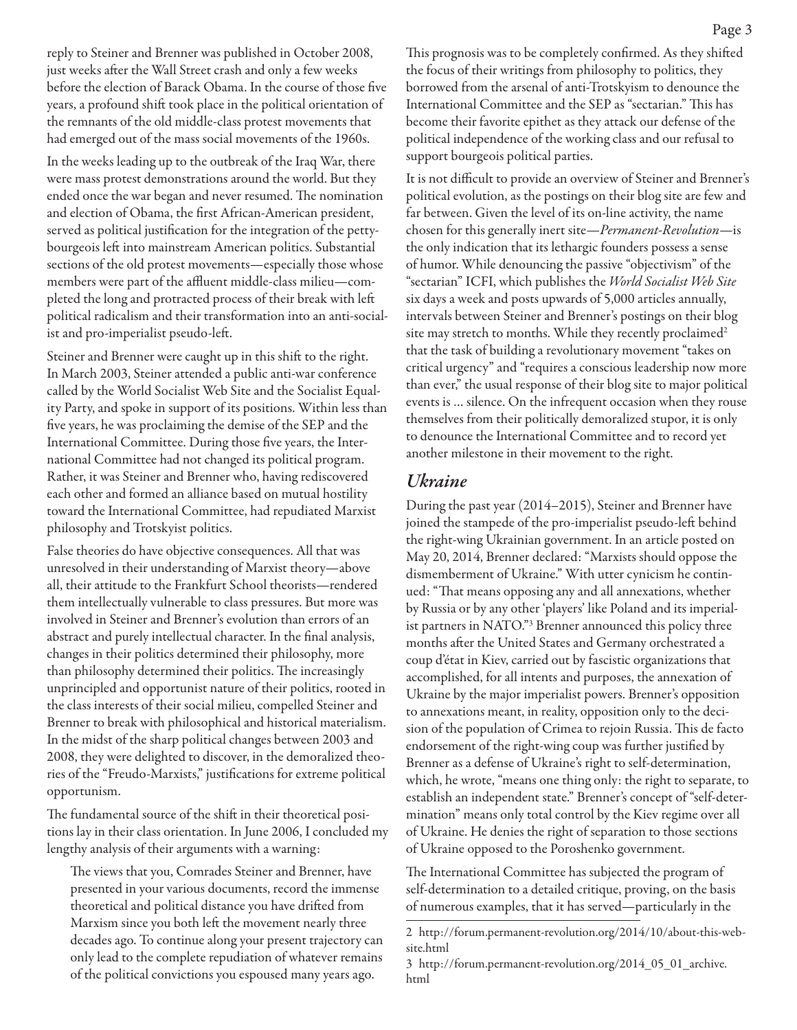reply to Steiner and Brenner was published in October 2008, just weeks after the Wall Street crash and only a few weeks before the election of Barack Obama. In the course of those five years, a profound shift took place in the political orientation of the remnants of the old middle-class protest movements that had emerged out of the mass social movements of the 1960s.

In the weeks leading up to the outbreak of the Iraq War, there were mass protest demonstrations around the world. But they ended once the war began and never resumed. The nomination and election of Obama, the first African-American president, served as political justification for the integration of the petty-bourgeois left into mainstream American politics. Substantial sections of the old protest movements—especially those whose members were part of the affluent middle-class milieu—completed the long and protracted process of their break with left political radicalism and their transformation into an anti-socialist and pro-imperialist pseudo-left.

Steiner and Brenner were caught up in this shift to the right. In March 2003, Steiner attended a public anti-war conference called by the World Socialist Web Site and the Socialist Equality Party, and spoke in support of its positions. Within less than five years, he was proclaiming the demise of the SEP and the International Committee. During those five years, the International Committee had not changed its political program. Rather, it was Steiner and Brenner who, having rediscovered each other and formed an alliance based on mutual hostility toward the International Committee, had repudiated Marxist philosophy and Trotskyist politics.

False theories do have objective consequences. All that was unresolved in their understanding of Marxist theory—above all, their attitude to the Frankfurt School theorists—rendered them intellectually vulnerable to class pressures. But more was involved in Steiner and Brenner's evolution than errors of an abstract and purely intellectual character. In the final analysis, changes in their politics determined their philosophy, more than philosophy determined their politics. The increasingly unprincipled and opportunist nature of their politics, rooted in the class interests of their social milieu, compelled Steiner and Brenner to break with philosophical and historical materialism. In the midst of the sharp political changes between 2003 and 2008, they were delighted to discover, in the demoralized theories of the "Freudo-Marxists," justifications for extreme political opportunism.

The fundamental source of the shift in their theoretical positions lay in their class orientation. In June 2006, I concluded my lengthy analysis of their arguments with a warning:

> The views that you, Comrades Steiner and Brenner, have presented in your various documents, record the immense theoretical and political distance you have drifted from Marxism since you both left the movement nearly three decades ago. To continue along your present trajectory can only lead to the complete repudiation of whatever remains of the political convictions you espoused many years ago.

This prognosis was to be completely confirmed. As they shifted the focus of their writings from philosophy to politics, they borrowed from the arsenal of anti-Trotskyism to denounce the International Committee and the SEP as "sectarian." This has become their favorite epithet as they attack our defense of the political independence of the working class and our refusal to support bourgeois political parties.

It is not difficult to provide an overview of Steiner and Brenner's political evolution, as the postings on their blog site are few and far between. Given the level of its on-line activity, the name chosen for this generally inert site—*Permanent-Revolution*—is the only indication that its lethargic founders possess a sense of humor. While denouncing the passive "objectivism" of the "sectarian" ICFI, which publishes the *World Socialist Web Site* six days a week and posts upwards of 5,000 articles annually, intervals between Steiner and Brenner's postings on their blog site may stretch to months. While they recently proclaimed[2] that the task of building a revolutionary movement "takes on critical urgency" and "requires a conscious leadership now more than ever," the usual response of their blog site to major political events is … silence. On the infrequent occasion when they rouse themselves from their politically demoralized stupor, it is only to denounce the International Committee and to record yet another milestone in their movement to the right.

## *Ukraine*

During the past year (2014–2015), Steiner and Brenner have joined the stampede of the pro-imperialist pseudo-left behind the right-wing Ukrainian government. In an article posted on May 20, 2014, Brenner declared: "Marxists should oppose the dismemberment of Ukraine." With utter cynicism he continued: "That means opposing any and all annexations, whether by Russia or by any other 'players' like Poland and its imperialist partners in NATO."[3] Brenner announced this policy three months after the United States and Germany orchestrated a coup d'état in Kiev, carried out by fascistic organizations that accomplished, for all intents and purposes, the annexation of Ukraine by the major imperialist powers. Brenner's opposition to annexations meant, in reality, opposition only to the decision of the population of Crimea to rejoin Russia. This de facto endorsement of the right-wing coup was further justified by Brenner as a defense of Ukraine's right to self-determination, which, he wrote, "means one thing only: the right to separate, to establish an independent state." Brenner's concept of "self-determination" means only total control by the Kiev regime over all of Ukraine. He denies the right of separation to those sections of Ukraine opposed to the Poroshenko government.

The International Committee has subjected the program of self-determination to a detailed critique, proving, on the basis of numerous examples, that it has served—particularly in the

---

2 http://forum.permanent-revolution.org/2014/10/about-this-website.html

3 http://forum.permanent-revolution.org/2014_05_01_archive.html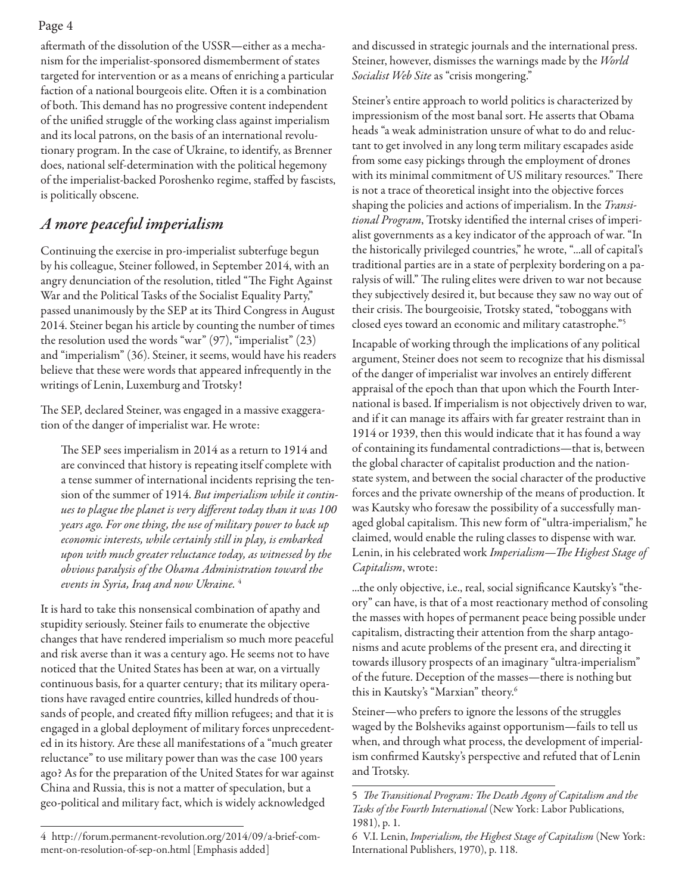aftermath of the dissolution of the USSR—either as a mechanism for the imperialist-sponsored dismemberment of states targeted for intervention or as a means of enriching a particular faction of a national bourgeois elite. Often it is a combination of both. This demand has no progressive content independent of the unified struggle of the working class against imperialism and its local patrons, on the basis of an international revolutionary program. In the case of Ukraine, to identify, as Brenner does, national self-determination with the political hegemony of the imperialist-backed Poroshenko regime, staffed by fascists, is politically obscene.

## *A more peaceful imperialism*

Continuing the exercise in pro-imperialist subterfuge begun by his colleague, Steiner followed, in September 2014, with an angry denunciation of the resolution, titled "The Fight Against War and the Political Tasks of the Socialist Equality Party," passed unanimously by the SEP at its Third Congress in August 2014. Steiner began his article by counting the number of times the resolution used the words "war" (97), "imperialist" (23) and "imperialism" (36). Steiner, it seems, would have his readers believe that these were words that appeared infrequently in the writings of Lenin, Luxemburg and Trotsky!

The SEP, declared Steiner, was engaged in a massive exaggeration of the danger of imperialist war. He wrote:

> The SEP sees imperialism in 2014 as a return to 1914 and are convinced that history is repeating itself complete with a tense summer of international incidents reprising the tension of the summer of 1914. *But imperialism while it continues to plague the planet is very different today than it was 100 years ago. For one thing, the use of military power to back up economic interests, while certainly still in play, is embarked upon with much greater reluctance today, as witnessed by the obvious paralysis of the Obama Administration toward the events in Syria, Iraq and now Ukraine.* [4]

It is hard to take this nonsensical combination of apathy and stupidity seriously. Steiner fails to enumerate the objective changes that have rendered imperialism so much more peaceful and risk averse than it was a century ago. He seems not to have noticed that the United States has been at war, on a virtually continuous basis, for a quarter century; that its military operations have ravaged entire countries, killed hundreds of thousands of people, and created fifty million refugees; and that it is engaged in a global deployment of military forces unprecedented in its history. Are these all manifestations of a "much greater reluctance" to use military power than was the case 100 years ago? As for the preparation of the United States for war against China and Russia, this is not a matter of speculation, but a geo-political and military fact, which is widely acknowledged and discussed in strategic journals and the international press. Steiner, however, dismisses the warnings made by the *World Socialist Web Site* as "crisis mongering."

Steiner's entire approach to world politics is characterized by impressionism of the most banal sort. He asserts that Obama heads "a weak administration unsure of what to do and reluctant to get involved in any long term military escapades aside from some easy pickings through the employment of drones with its minimal commitment of US military resources." There is not a trace of theoretical insight into the objective forces shaping the policies and actions of imperialism. In the *Transitional Program*, Trotsky identified the internal crises of imperialist governments as a key indicator of the approach of war. "In the historically privileged countries," he wrote, "...all of capital's traditional parties are in a state of perplexity bordering on a paralysis of will." The ruling elites were driven to war not because they subjectively desired it, but because they saw no way out of their crisis. The bourgeoisie, Trotsky stated, "toboggans with closed eyes toward an economic and military catastrophe."[5]

Incapable of working through the implications of any political argument, Steiner does not seem to recognize that his dismissal of the danger of imperialist war involves an entirely different appraisal of the epoch than that upon which the Fourth International is based. If imperialism is not objectively driven to war, and if it can manage its affairs with far greater restraint than in 1914 or 1939, then this would indicate that it has found a way of containing its fundamental contradictions—that is, between the global character of capitalist production and the nation-state system, and between the social character of the productive forces and the private ownership of the means of production. It was Kautsky who foresaw the possibility of a successfully managed global capitalism. This new form of "ultra-imperialism," he claimed, would enable the ruling classes to dispense with war. Lenin, in his celebrated work *Imperialism—The Highest Stage of Capitalism*, wrote:

> ...the only objective, i.e., real, social significance Kautsky's "theory" can have, is that of a most reactionary method of consoling the masses with hopes of permanent peace being possible under capitalism, distracting their attention from the sharp antagonisms and acute problems of the present era, and directing it towards illusory prospects of an imaginary "ultra-imperialism" of the future. Deception of the masses—there is nothing but this in Kautsky's "Marxian" theory.[6]

Steiner—who prefers to ignore the lessons of the struggles waged by the Bolsheviks against opportunism—fails to tell us when, and through what process, the development of imperialism confirmed Kautsky's perspective and refuted that of Lenin and Trotsky.

---

4 http://forum.permanent-revolution.org/2014/09/a-brief-comment-on-resolution-of-sep-on.html [Emphasis added]

5 *The Transitional Program: The Death Agony of Capitalism and the Tasks of the Fourth International* (New York: Labor Publications, 1981), p. 1.

6 V.I. Lenin, *Imperialism, the Highest Stage of Capitalism* (New York: International Publishers, 1970), p. 118.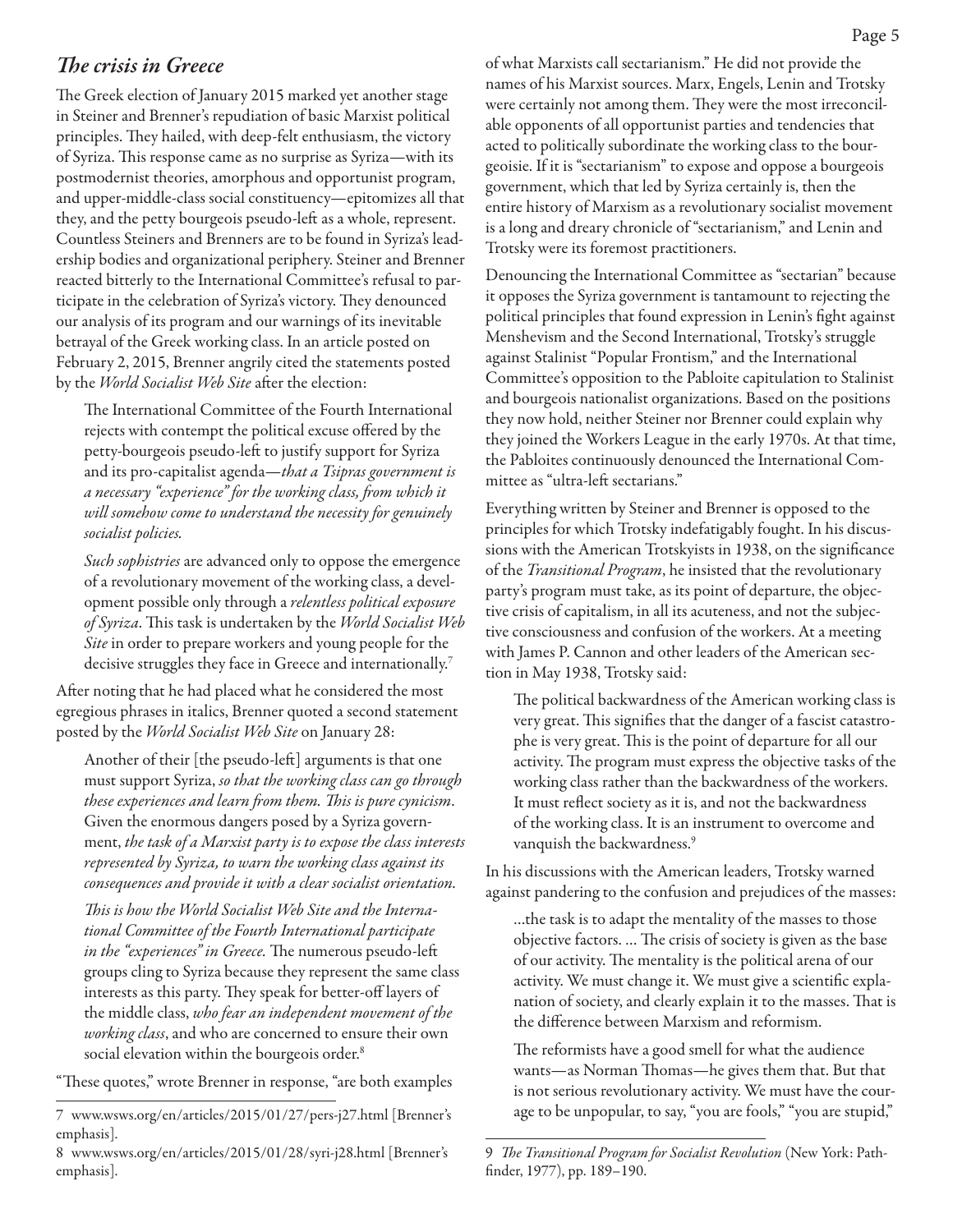## *The crisis in Greece*

The Greek election of January 2015 marked yet another stage in Steiner and Brenner's repudiation of basic Marxist political principles. They hailed, with deep-felt enthusiasm, the victory of Syriza. This response came as no surprise as Syriza—with its postmodernist theories, amorphous and opportunist program, and upper-middle-class social constituency—epitomizes all that they, and the petty bourgeois pseudo-left as a whole, represent. Countless Steiners and Brenners are to be found in Syriza's leadership bodies and organizational periphery. Steiner and Brenner reacted bitterly to the International Committee's refusal to participate in the celebration of Syriza's victory. They denounced our analysis of its program and our warnings of its inevitable betrayal of the Greek working class. In an article posted on February 2, 2015, Brenner angrily cited the statements posted by the *World Socialist Web Site* after the election:

> The International Committee of the Fourth International rejects with contempt the political excuse offered by the petty-bourgeois pseudo-left to justify support for Syriza and its pro-capitalist agenda—*that a Tsipras government is a necessary "experience" for the working class, from which it will somehow come to understand the necessity for genuinely socialist policies.*
>
> *Such sophistries* are advanced only to oppose the emergence of a revolutionary movement of the working class, a development possible only through a *relentless political exposure of Syriza*. This task is undertaken by the *World Socialist Web Site* in order to prepare workers and young people for the decisive struggles they face in Greece and internationally.[7]

After noting that he had placed what he considered the most egregious phrases in italics, Brenner quoted a second statement posted by the *World Socialist Web Site* on January 28:

> Another of their [the pseudo-left] arguments is that one must support Syriza, *so that the working class can go through these experiences and learn from them. This is pure cynicism*. Given the enormous dangers posed by a Syriza government, *the task of a Marxist party is to expose the class interests represented by Syriza, to warn the working class against its consequences and provide it with a clear socialist orientation.*
>
> *This is how the World Socialist Web Site and the International Committee of the Fourth International participate in the "experiences" in Greece.* The numerous pseudo-left groups cling to Syriza because they represent the same class interests as this party. They speak for better-off layers of the middle class, *who fear an independent movement of the working class*, and who are concerned to ensure their own social elevation within the bourgeois order.[8]

"These quotes," wrote Brenner in response, "are both examples of what Marxists call sectarianism." He did not provide the names of his Marxist sources. Marx, Engels, Lenin and Trotsky were certainly not among them. They were the most irreconcilable opponents of all opportunist parties and tendencies that acted to politically subordinate the working class to the bourgeoisie. If it is "sectarianism" to expose and oppose a bourgeois government, which that led by Syriza certainly is, then the entire history of Marxism as a revolutionary socialist movement is a long and dreary chronicle of "sectarianism," and Lenin and Trotsky were its foremost practitioners.

Denouncing the International Committee as "sectarian" because it opposes the Syriza government is tantamount to rejecting the political principles that found expression in Lenin's fight against Menshevism and the Second International, Trotsky's struggle against Stalinist "Popular Frontism," and the International Committee's opposition to the Pabloite capitulation to Stalinist and bourgeois nationalist organizations. Based on the positions they now hold, neither Steiner nor Brenner could explain why they joined the Workers League in the early 1970s. At that time, the Pabloites continuously denounced the International Committee as "ultra-left sectarians."

Everything written by Steiner and Brenner is opposed to the principles for which Trotsky indefatigably fought. In his discussions with the American Trotskyists in 1938, on the significance of the *Transitional Program*, he insisted that the revolutionary party's program must take, as its point of departure, the objective crisis of capitalism, in all its acuteness, and not the subjective consciousness and confusion of the workers. At a meeting with James P. Cannon and other leaders of the American section in May 1938, Trotsky said:

> The political backwardness of the American working class is very great. This signifies that the danger of a fascist catastrophe is very great. This is the point of departure for all our activity. The program must express the objective tasks of the working class rather than the backwardness of the workers. It must reflect society as it is, and not the backwardness of the working class. It is an instrument to overcome and vanquish the backwardness.[9]

In his discussions with the American leaders, Trotsky warned against pandering to the confusion and prejudices of the masses:

> ...the task is to adapt the mentality of the masses to those objective factors. ... The crisis of society is given as the base of our activity. The mentality is the political arena of our activity. We must change it. We must give a scientific explanation of society, and clearly explain it to the masses. That is the difference between Marxism and reformism.
>
> The reformists have a good smell for what the audience wants—as Norman Thomas—he gives them that. But that is not serious revolutionary activity. We must have the courage to be unpopular, to say, "you are fools," "you are stupid,"

---

7 www.wsws.org/en/articles/2015/01/27/pers-j27.html [Brenner's emphasis].

8 www.wsws.org/en/articles/2015/01/28/syri-j28.html [Brenner's emphasis].

9 *The Transitional Program for Socialist Revolution* (New York: Pathfinder, 1977), pp. 189–190.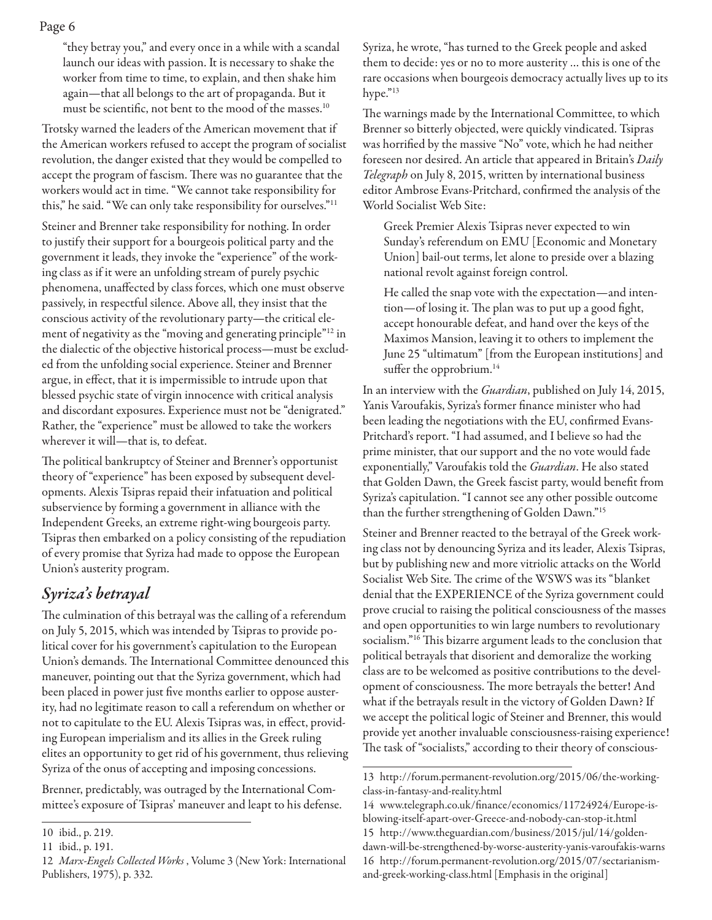"they betray you," and every once in a while with a scandal launch our ideas with passion. It is necessary to shake the worker from time to time, to explain, and then shake him again—that all belongs to the art of propaganda. But it must be scientific, not bent to the mood of the masses.[10]

Trotsky warned the leaders of the American movement that if the American workers refused to accept the program of socialist revolution, the danger existed that they would be compelled to accept the program of fascism. There was no guarantee that the workers would act in time. "We cannot take responsibility for this," he said. "We can only take responsibility for ourselves."[11]

Steiner and Brenner take responsibility for nothing. In order to justify their support for a bourgeois political party and the government it leads, they invoke the "experience" of the working class as if it were an unfolding stream of purely psychic phenomena, unaffected by class forces, which one must observe passively, in respectful silence. Above all, they insist that the conscious activity of the revolutionary party—the critical element of negativity as the "moving and generating principle"[12] in the dialectic of the objective historical process—must be excluded from the unfolding social experience. Steiner and Brenner argue, in effect, that it is impermissible to intrude upon that blessed psychic state of virgin innocence with critical analysis and discordant exposures. Experience must not be "denigrated." Rather, the "experience" must be allowed to take the workers wherever it will—that is, to defeat.

The political bankruptcy of Steiner and Brenner's opportunist theory of "experience" has been exposed by subsequent developments. Alexis Tsipras repaid their infatuation and political subservience by forming a government in alliance with the Independent Greeks, an extreme right-wing bourgeois party. Tsipras then embarked on a policy consisting of the repudiation of every promise that Syriza had made to oppose the European Union's austerity program.

## *Syriza's betrayal*

The culmination of this betrayal was the calling of a referendum on July 5, 2015, which was intended by Tsipras to provide political cover for his government's capitulation to the European Union's demands. The International Committee denounced this maneuver, pointing out that the Syriza government, which had been placed in power just five months earlier to oppose austerity, had no legitimate reason to call a referendum on whether or not to capitulate to the EU. Alexis Tsipras was, in effect, providing European imperialism and its allies in the Greek ruling elites an opportunity to get rid of his government, thus relieving Syriza of the onus of accepting and imposing concessions.

Brenner, predictably, was outraged by the International Committee's exposure of Tsipras' maneuver and leapt to his defense. Syriza, he wrote, "has turned to the Greek people and asked them to decide: yes or no to more austerity ... this is one of the rare occasions when bourgeois democracy actually lives up to its hype."[13]

The warnings made by the International Committee, to which Brenner so bitterly objected, were quickly vindicated. Tsipras was horrified by the massive "No" vote, which he had neither foreseen nor desired. An article that appeared in Britain's *Daily Telegraph* on July 8, 2015, written by international business editor Ambrose Evans-Pritchard, confirmed the analysis of the World Socialist Web Site:

> Greek Premier Alexis Tsipras never expected to win Sunday's referendum on EMU [Economic and Monetary Union] bail-out terms, let alone to preside over a blazing national revolt against foreign control.
>
> He called the snap vote with the expectation—and intention—of losing it. The plan was to put up a good fight, accept honourable defeat, and hand over the keys of the Maximos Mansion, leaving it to others to implement the June 25 "ultimatum" [from the European institutions] and suffer the opprobrium.[14]

In an interview with the *Guardian*, published on July 14, 2015, Yanis Varoufakis, Syriza's former finance minister who had been leading the negotiations with the EU, confirmed Evans-Pritchard's report. "I had assumed, and I believe so had the prime minister, that our support and the no vote would fade exponentially," Varoufakis told the *Guardian*. He also stated that Golden Dawn, the Greek fascist party, would benefit from Syriza's capitulation. "I cannot see any other possible outcome than the further strengthening of Golden Dawn."[15]

Steiner and Brenner reacted to the betrayal of the Greek working class not by denouncing Syriza and its leader, Alexis Tsipras, but by publishing new and more vitriolic attacks on the World Socialist Web Site. The crime of the WSWS was its "blanket denial that the EXPERIENCE of the Syriza government could prove crucial to raising the political consciousness of the masses and open opportunities to win large numbers to revolutionary socialism."[16] This bizarre argument leads to the conclusion that political betrayals that disorient and demoralize the working class are to be welcomed as positive contributions to the development of consciousness. The more betrayals the better! And what if the betrayals result in the victory of Golden Dawn? If we accept the political logic of Steiner and Brenner, this would provide yet another invaluable consciousness-raising experience! The task of "socialists," according to their theory of conscious-

---

10 ibid., p. 219.

11 ibid., p. 191.

12 *Marx-Engels Collected Works*, Volume 3 (New York: International Publishers, 1975), p. 332.

13 http://forum.permanent-revolution.org/2015/06/the-working-class-in-fantasy-and-reality.html

14 www.telegraph.co.uk/finance/economics/11724924/Europe-is-blowing-itself-apart-over-Greece-and-nobody-can-stop-it.html

15 http://www.theguardian.com/business/2015/jul/14/golden-dawn-will-be-strengthened-by-worse-austerity-yanis-varoufakis-warns

16 http://forum.permanent-revolution.org/2015/07/sectarianism-and-greek-working-class.html [Emphasis in the original]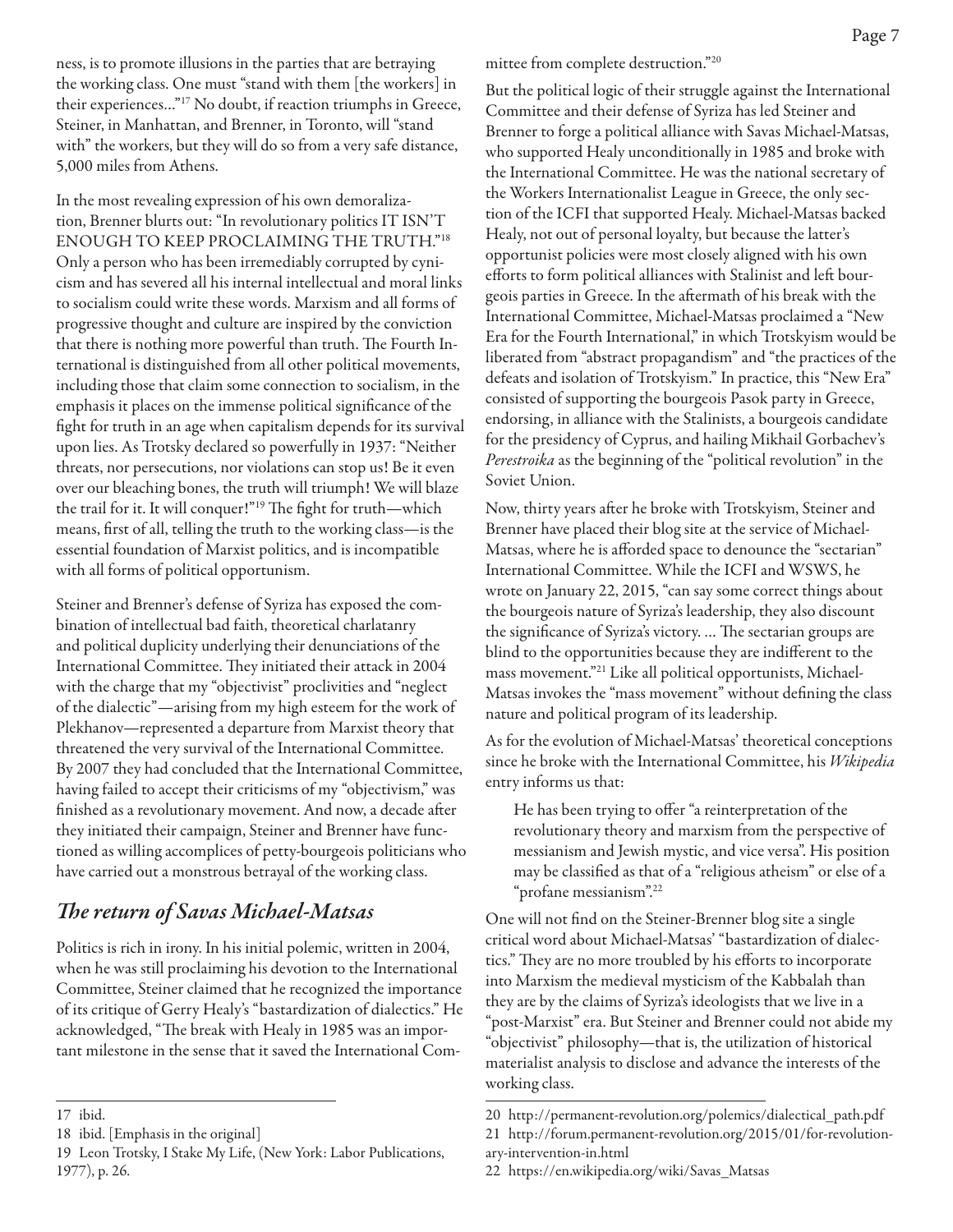ness, is to promote illusions in the parties that are betraying the working class. One must "stand with them [the workers] in their experiences…"[17] No doubt, if reaction triumphs in Greece, Steiner, in Manhattan, and Brenner, in Toronto, will "stand with" the workers, but they will do so from a very safe distance, 5,000 miles from Athens.

In the most revealing expression of his own demoralization, Brenner blurts out: "In revolutionary politics IT ISN'T ENOUGH TO KEEP PROCLAIMING THE TRUTH."[18] Only a person who has been irremediably corrupted by cynicism and has severed all his internal intellectual and moral links to socialism could write these words. Marxism and all forms of progressive thought and culture are inspired by the conviction that there is nothing more powerful than truth. The Fourth International is distinguished from all other political movements, including those that claim some connection to socialism, in the emphasis it places on the immense political significance of the fight for truth in an age when capitalism depends for its survival upon lies. As Trotsky declared so powerfully in 1937: "Neither threats, nor persecutions, nor violations can stop us! Be it even over our bleaching bones, the truth will triumph! We will blaze the trail for it. It will conquer!"[19] The fight for truth—which means, first of all, telling the truth to the working class—is the essential foundation of Marxist politics, and is incompatible with all forms of political opportunism.

Steiner and Brenner's defense of Syriza has exposed the combination of intellectual bad faith, theoretical charlatanry and political duplicity underlying their denunciations of the International Committee. They initiated their attack in 2004 with the charge that my "objectivist" proclivities and "neglect of the dialectic"—arising from my high esteem for the work of Plekhanov—represented a departure from Marxist theory that threatened the very survival of the International Committee. By 2007 they had concluded that the International Committee, having failed to accept their criticisms of my "objectivism," was finished as a revolutionary movement. And now, a decade after they initiated their campaign, Steiner and Brenner have functioned as willing accomplices of petty-bourgeois politicians who have carried out a monstrous betrayal of the working class.

## *The return of Savas Michael-Matsas*

Politics is rich in irony. In his initial polemic, written in 2004, when he was still proclaiming his devotion to the International Committee, Steiner claimed that he recognized the importance of its critique of Gerry Healy's "bastardization of dialectics." He acknowledged, "The break with Healy in 1985 was an important milestone in the sense that it saved the International Committee from complete destruction."[20]

But the political logic of their struggle against the International Committee and their defense of Syriza has led Steiner and Brenner to forge a political alliance with Savas Michael-Matsas, who supported Healy unconditionally in 1985 and broke with the International Committee. He was the national secretary of the Workers Internationalist League in Greece, the only section of the ICFI that supported Healy. Michael-Matsas backed Healy, not out of personal loyalty, but because the latter's opportunist policies were most closely aligned with his own efforts to form political alliances with Stalinist and left bourgeois parties in Greece. In the aftermath of his break with the International Committee, Michael-Matsas proclaimed a "New Era for the Fourth International," in which Trotskyism would be liberated from "abstract propagandism" and "the practices of the defeats and isolation of Trotskyism." In practice, this "New Era" consisted of supporting the bourgeois Pasok party in Greece, endorsing, in alliance with the Stalinists, a bourgeois candidate for the presidency of Cyprus, and hailing Mikhail Gorbachev's *Perestroika* as the beginning of the "political revolution" in the Soviet Union.

Now, thirty years after he broke with Trotskyism, Steiner and Brenner have placed their blog site at the service of Michael-Matsas, where he is afforded space to denounce the "sectarian" International Committee. While the ICFI and WSWS, he wrote on January 22, 2015, "can say some correct things about the bourgeois nature of Syriza's leadership, they also discount the significance of Syriza's victory. … The sectarian groups are blind to the opportunities because they are indifferent to the mass movement."[21] Like all political opportunists, Michael-Matsas invokes the "mass movement" without defining the class nature and political program of its leadership.

As for the evolution of Michael-Matsas' theoretical conceptions since he broke with the International Committee, his *Wikipedia* entry informs us that:

> He has been trying to offer "a reinterpretation of the revolutionary theory and marxism from the perspective of messianism and Jewish mystic, and vice versa". His position may be classified as that of a "religious atheism" or else of a "profane messianism".[22]

One will not find on the Steiner-Brenner blog site a single critical word about Michael-Matsas' "bastardization of dialectics." They are no more troubled by his efforts to incorporate into Marxism the medieval mysticism of the Kabbalah than they are by the claims of Syriza's ideologists that we live in a "post-Marxist" era. But Steiner and Brenner could not abide my "objectivist" philosophy—that is, the utilization of historical materialist analysis to disclose and advance the interests of the working class.

---

17 ibid.

18 ibid. [Emphasis in the original]

19 Leon Trotsky, I Stake My Life, (New York: Labor Publications, 1977), p. 26.

20 http://permanent-revolution.org/polemics/dialectical_path.pdf

21 http://forum.permanent-revolution.org/2015/01/for-revolutionary-intervention-in.html

22 https://en.wikipedia.org/wiki/Savas_Matsas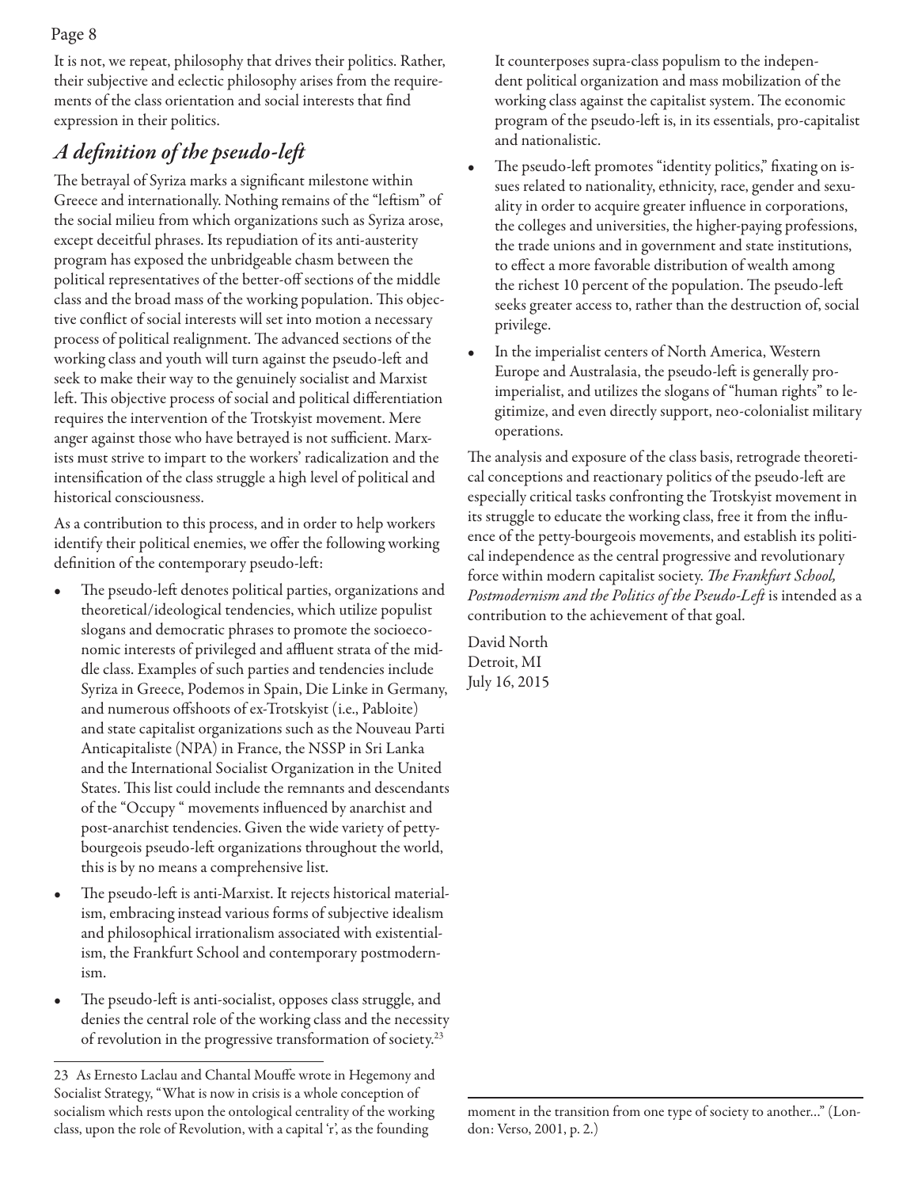It is not, we repeat, philosophy that drives their politics. Rather, their subjective and eclectic philosophy arises from the requirements of the class orientation and social interests that find expression in their politics.

## *A definition of the pseudo-left*

The betrayal of Syriza marks a significant milestone within Greece and internationally. Nothing remains of the "leftism" of the social milieu from which organizations such as Syriza arose, except deceitful phrases. Its repudiation of its anti-austerity program has exposed the unbridgeable chasm between the political representatives of the better-off sections of the middle class and the broad mass of the working population. This objective conflict of social interests will set into motion a necessary process of political realignment. The advanced sections of the working class and youth will turn against the pseudo-left and seek to make their way to the genuinely socialist and Marxist left. This objective process of social and political differentiation requires the intervention of the Trotskyist movement. Mere anger against those who have betrayed is not sufficient. Marxists must strive to impart to the workers' radicalization and the intensification of the class struggle a high level of political and historical consciousness.

As a contribution to this process, and in order to help workers identify their political enemies, we offer the following working definition of the contemporary pseudo-left:

- The pseudo-left denotes political parties, organizations and theoretical/ideological tendencies, which utilize populist slogans and democratic phrases to promote the socioeconomic interests of privileged and affluent strata of the middle class. Examples of such parties and tendencies include Syriza in Greece, Podemos in Spain, Die Linke in Germany, and numerous offshoots of ex-Trotskyist (i.e., Pabloite) and state capitalist organizations such as the Nouveau Parti Anticapitaliste (NPA) in France, the NSSP in Sri Lanka and the International Socialist Organization in the United States. This list could include the remnants and descendants of the "Occupy " movements influenced by anarchist and post-anarchist tendencies. Given the wide variety of petty-bourgeois pseudo-left organizations throughout the world, this is by no means a comprehensive list.
- The pseudo-left is anti-Marxist. It rejects historical materialism, embracing instead various forms of subjective idealism and philosophical irrationalism associated with existentialism, the Frankfurt School and contemporary postmodernism.
- The pseudo-left is anti-socialist, opposes class struggle, and denies the central role of the working class and the necessity of revolution in the progressive transformation of society.[23] It counterposes supra-class populism to the independent political organization and mass mobilization of the working class against the capitalist system. The economic program of the pseudo-left is, in its essentials, pro-capitalist and nationalistic.
- The pseudo-left promotes "identity politics," fixating on issues related to nationality, ethnicity, race, gender and sexuality in order to acquire greater influence in corporations, the colleges and universities, the higher-paying professions, the trade unions and in government and state institutions, to effect a more favorable distribution of wealth among the richest 10 percent of the population. The pseudo-left seeks greater access to, rather than the destruction of, social privilege.
- In the imperialist centers of North America, Western Europe and Australasia, the pseudo-left is generally pro-imperialist, and utilizes the slogans of "human rights" to legitimize, and even directly support, neo-colonialist military operations.

The analysis and exposure of the class basis, retrograde theoretical conceptions and reactionary politics of the pseudo-left are especially critical tasks confronting the Trotskyist movement in its struggle to educate the working class, free it from the influence of the petty-bourgeois movements, and establish its political independence as the central progressive and revolutionary force within modern capitalist society. *The Frankfurt School, Postmodernism and the Politics of the Pseudo-Left* is intended as a contribution to the achievement of that goal.

David North
Detroit, MI
July 16, 2015

---

23 As Ernesto Laclau and Chantal Mouffe wrote in Hegemony and Socialist Strategy, "What is now in crisis is a whole conception of socialism which rests upon the ontological centrality of the working class, upon the role of Revolution, with a capital 'r', as the founding moment in the transition from one type of society to another..." (London: Verso, 2001, p. 2.)